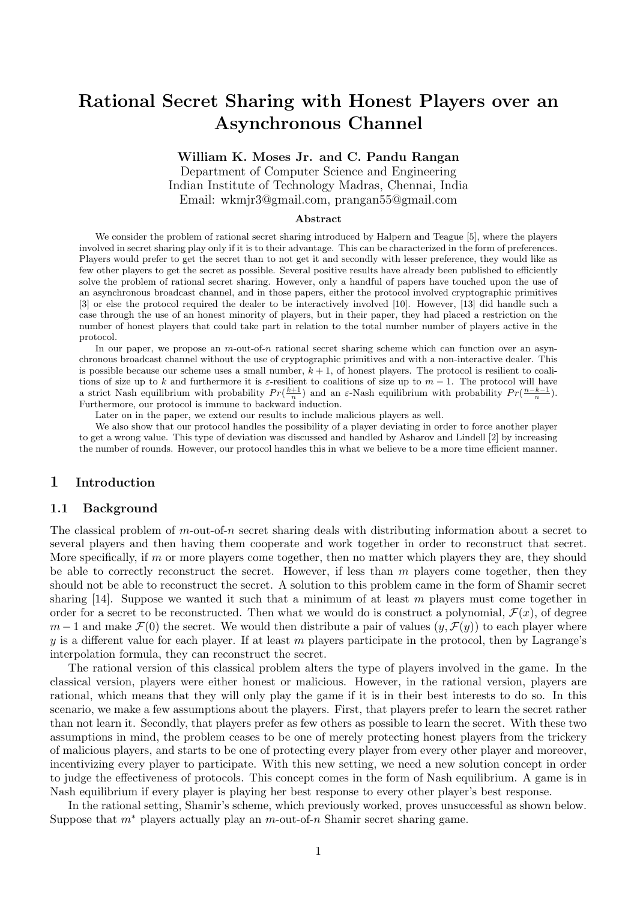# Rational Secret Sharing with Honest Players over an Asynchronous Channel

**William K. Moses Jr. and C. Pandu Rangan**
Department of Computer Science and Engineering
Indian Institute of Technology Madras, Chennai, India
Email: wkmjr3@gmail.com, prangan55@gmail.com

### Abstract

We consider the problem of rational secret sharing introduced by Halpern and Teague [5], where the players involved in secret sharing play only if it is to their advantage. This can be characterized in the form of preferences. Players would prefer to get the secret than to not get it and secondly with lesser preference, they would like as few other players to get the secret as possible. Several positive results have already been published to efficiently solve the problem of rational secret sharing. However, only a handful of papers have touched upon the use of an asynchronous broadcast channel, and in those papers, either the protocol involved cryptographic primitives [3] or else the protocol required the dealer to be interactively involved [10]. However, [13] did handle such a case through the use of an honest minority of players, but in their paper, they had placed a restriction on the number of honest players that could take part in relation to the total number number of players active in the protocol.

In our paper, we propose an $m$-out-of-$n$ rational secret sharing scheme which can function over an asynchronous broadcast channel without the use of cryptographic primitives and with a non-interactive dealer. This is possible because our scheme uses a small number, $k+1$, of honest players. The protocol is resilient to coalitions of size up to $k$ and furthermore it is $\varepsilon$-resilient to coalitions of size up to $m-1$. The protocol will have a strict Nash equilibrium with probability $Pr(\frac{k+1}{n})$ and an $\varepsilon$-Nash equilibrium with probability $Pr(\frac{n-k-1}{n})$. Furthermore, our protocol is immune to backward induction.

Later on in the paper, we extend our results to include malicious players as well.

We also show that our protocol handles the possibility of a player deviating in order to force another player to get a wrong value. This type of deviation was discussed and handled by Asharov and Lindell [2] by increasing the number of rounds. However, our protocol handles this in what we believe to be a more time efficient manner.

## 1 Introduction

### 1.1 Background

The classical problem of $m$-out-of-$n$ secret sharing deals with distributing information about a secret to several players and then having them cooperate and work together in order to reconstruct that secret. More specifically, if $m$ or more players come together, then no matter which players they are, they should be able to correctly reconstruct the secret. However, if less than $m$ players come together, then they should not be able to reconstruct the secret. A solution to this problem came in the form of Shamir secret sharing [14]. Suppose we wanted it such that a minimum of at least $m$ players must come together in order for a secret to be reconstructed. Then what we would do is construct a polynomial, $\mathcal{F}(x)$, of degree $m-1$ and make $\mathcal{F}(0)$ the secret. We would then distribute a pair of values $(y, \mathcal{F}(y))$ to each player where $y$ is a different value for each player. If at least $m$ players participate in the protocol, then by Lagrange's interpolation formula, they can reconstruct the secret.

The rational version of this classical problem alters the type of players involved in the game. In the classical version, players were either honest or malicious. However, in the rational version, players are rational, which means that they will only play the game if it is in their best interests to do so. In this scenario, we make a few assumptions about the players. First, that players prefer to learn the secret rather than not learn it. Secondly, that players prefer as few others as possible to learn the secret. With these two assumptions in mind, the problem ceases to be one of merely protecting honest players from the trickery of malicious players, and starts to be one of protecting every player from every other player and moreover, incentivizing every player to participate. With this new setting, we need a new solution concept in order to judge the effectiveness of protocols. This concept comes in the form of Nash equilibrium. A game is in Nash equilibrium if every player is playing her best response to every other player's best response.

In the rational setting, Shamir's scheme, which previously worked, proves unsuccessful as shown below. Suppose that $m^*$ players actually play an $m$-out-of-$n$ Shamir secret sharing game.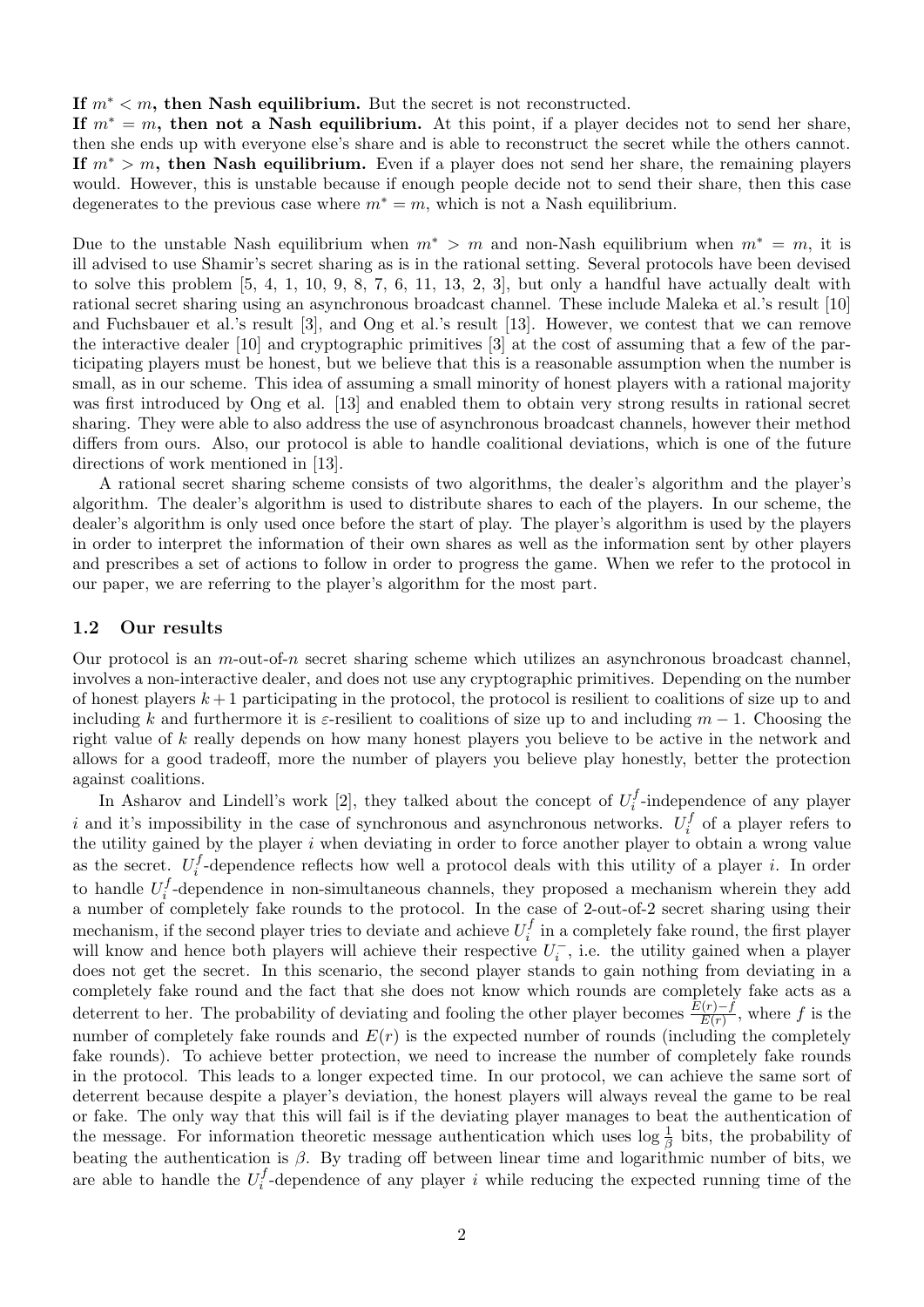**If $m^* < m$, then Nash equilibrium.** But the secret is not reconstructed.

**If $m^* = m$, then not a Nash equilibrium.** At this point, if a player decides not to send her share, then she ends up with everyone else's share and is able to reconstruct the secret while the others cannot.

**If $m^* > m$, then Nash equilibrium.** Even if a player does not send her share, the remaining players would. However, this is unstable because if enough people decide not to send their share, then this case degenerates to the previous case where $m^* = m$, which is not a Nash equilibrium.

Due to the unstable Nash equilibrium when $m^* > m$ and non-Nash equilibrium when $m^* = m$, it is ill advised to use Shamir's secret sharing as is in the rational setting. Several protocols have been devised to solve this problem [5, 4, 1, 10, 9, 8, 7, 6, 11, 13, 2, 3], but only a handful have actually dealt with rational secret sharing using an asynchronous broadcast channel. These include Maleka et al.'s result [10] and Fuchsbauer et al.'s result [3], and Ong et al.'s result [13]. However, we contest that we can remove the interactive dealer [10] and cryptographic primitives [3] at the cost of assuming that a few of the participating players must be honest, but we believe that this is a reasonable assumption when the number is small, as in our scheme. This idea of assuming a small minority of honest players with a rational majority was first introduced by Ong et al. [13] and enabled them to obtain very strong results in rational secret sharing. They were able to also address the use of asynchronous broadcast channels, however their method differs from ours. Also, our protocol is able to handle coalitional deviations, which is one of the future directions of work mentioned in [13].

A rational secret sharing scheme consists of two algorithms, the dealer's algorithm and the player's algorithm. The dealer's algorithm is used to distribute shares to each of the players. In our scheme, the dealer's algorithm is only used once before the start of play. The player's algorithm is used by the players in order to interpret the information of their own shares as well as the information sent by other players and prescribes a set of actions to follow in order to progress the game. When we refer to the protocol in our paper, we are referring to the player's algorithm for the most part.

### 1.2 Our results

Our protocol is an $m$-out-of-$n$ secret sharing scheme which utilizes an asynchronous broadcast channel, involves a non-interactive dealer, and does not use any cryptographic primitives. Depending on the number of honest players $k + 1$ participating in the protocol, the protocol is resilient to coalitions of size up to and including $k$ and furthermore it is $\varepsilon$-resilient to coalitions of size up to and including $m - 1$. Choosing the right value of $k$ really depends on how many honest players you believe to be active in the network and allows for a good tradeoff, more the number of players you believe play honestly, better the protection against coalitions.

In Asharov and Lindell's work [2], they talked about the concept of $U_i^f$-independence of any player $i$ and it's impossibility in the case of synchronous and asynchronous networks. $U_i^f$ of a player refers to the utility gained by the player $i$ when deviating in order to force another player to obtain a wrong value as the secret. $U_i^f$-dependence reflects how well a protocol deals with this utility of a player $i$. In order to handle $U_i^f$-dependence in non-simultaneous channels, they proposed a mechanism wherein they add a number of completely fake rounds to the protocol. In the case of 2-out-of-2 secret sharing using their mechanism, if the second player tries to deviate and achieve $U_i^f$ in a completely fake round, the first player will know and hence both players will achieve their respective $U_i^-$, i.e. the utility gained when a player does not get the secret. In this scenario, the second player stands to gain nothing from deviating in a completely fake round and the fact that she does not know which rounds are completely fake acts as a deterrent to her. The probability of deviating and fooling the other player becomes $\frac{E(r)-f}{E(r)}$, where $f$ is the number of completely fake rounds and $E(r)$ is the expected number of rounds (including the completely fake rounds). To achieve better protection, we need to increase the number of completely fake rounds in the protocol. This leads to a longer expected time. In our protocol, we can achieve the same sort of deterrent because despite a player's deviation, the honest players will always reveal the game to be real or fake. The only way that this will fail is if the deviating player manages to beat the authentication of the message. For information theoretic message authentication which uses $\log \frac{1}{\beta}$ bits, the probability of beating the authentication is $\beta$. By trading off between linear time and logarithmic number of bits, we are able to handle the $U_i^f$-dependence of any player $i$ while reducing the expected running time of the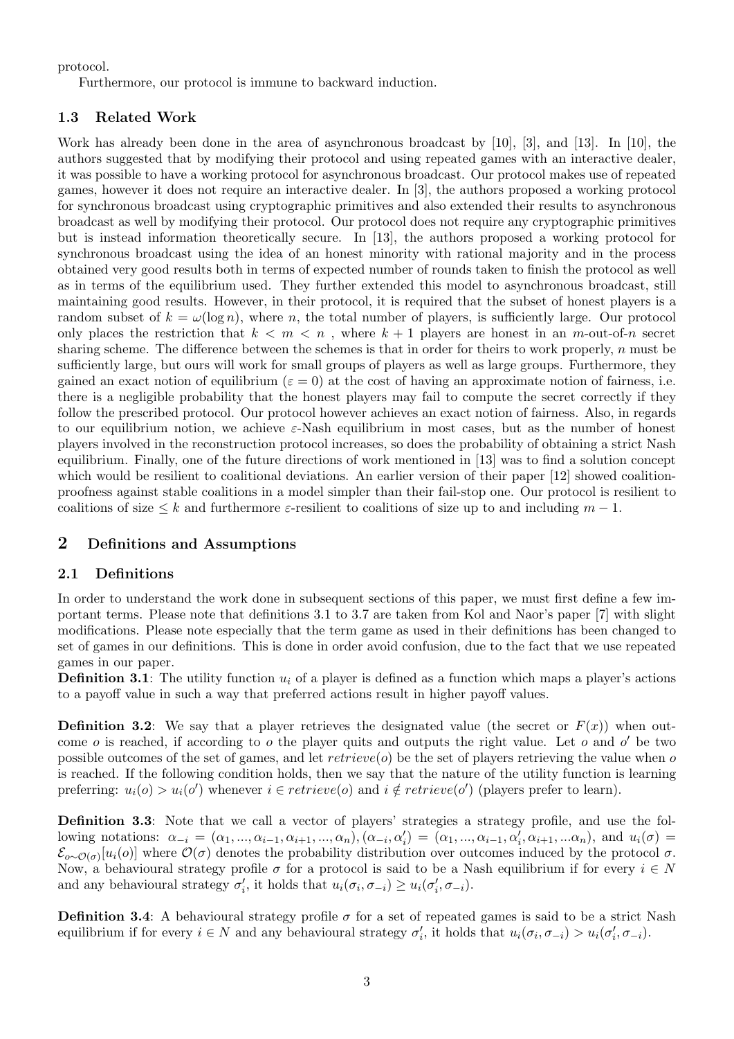protocol.

Furthermore, our protocol is immune to backward induction.

### 1.3 Related Work

Work has already been done in the area of asynchronous broadcast by [10], [3], and [13]. In [10], the authors suggested that by modifying their protocol and using repeated games with an interactive dealer, it was possible to have a working protocol for asynchronous broadcast. Our protocol makes use of repeated games, however it does not require an interactive dealer. In [3], the authors proposed a working protocol for synchronous broadcast using cryptographic primitives and also extended their results to asynchronous broadcast as well by modifying their protocol. Our protocol does not require any cryptographic primitives but is instead information theoretically secure. In [13], the authors proposed a working protocol for synchronous broadcast using the idea of an honest minority with rational majority and in the process obtained very good results both in terms of expected number of rounds taken to finish the protocol as well as in terms of the equilibrium used. They further extended this model to asynchronous broadcast, still maintaining good results. However, in their protocol, it is required that the subset of honest players is a random subset of $k = \omega(\log n)$, where $n$, the total number of players, is sufficiently large. Our protocol only places the restriction that $k < m < n$ , where $k + 1$ players are honest in an $m$-out-of-$n$ secret sharing scheme. The difference between the schemes is that in order for theirs to work properly, $n$ must be sufficiently large, but ours will work for small groups of players as well as large groups. Furthermore, they gained an exact notion of equilibrium ($\varepsilon = 0$) at the cost of having an approximate notion of fairness, i.e. there is a negligible probability that the honest players may fail to compute the secret correctly if they follow the prescribed protocol. Our protocol however achieves an exact notion of fairness. Also, in regards to our equilibrium notion, we achieve $\varepsilon$-Nash equilibrium in most cases, but as the number of honest players involved in the reconstruction protocol increases, so does the probability of obtaining a strict Nash equilibrium. Finally, one of the future directions of work mentioned in [13] was to find a solution concept which would be resilient to coalitional deviations. An earlier version of their paper [12] showed coalition-proofness against stable coalitions in a model simpler than their fail-stop one. Our protocol is resilient to coalitions of size $\leq k$ and furthermore $\varepsilon$-resilient to coalitions of size up to and including $m - 1$.

## 2 Definitions and Assumptions

### 2.1 Definitions

In order to understand the work done in subsequent sections of this paper, we must first define a few important terms. Please note that definitions 3.1 to 3.7 are taken from Kol and Naor's paper [7] with slight modifications. Please note especially that the term game as used in their definitions has been changed to set of games in our definitions. This is done in order avoid confusion, due to the fact that we use repeated games in our paper.

**Definition 3.1**: The utility function $u_i$ of a player is defined as a function which maps a player's actions to a payoff value in such a way that preferred actions result in higher payoff values.

**Definition 3.2**: We say that a player retrieves the designated value (the secret or $F(x)$) when outcome $o$ is reached, if according to $o$ the player quits and outputs the right value. Let $o$ and $o'$ be two possible outcomes of the set of games, and let $retrieve(o)$ be the set of players retrieving the value when $o$ is reached. If the following condition holds, then we say that the nature of the utility function is learning preferring: $u_i(o) > u_i(o')$ whenever $i \in retrieve(o)$ and $i \notin retrieve(o')$ (players prefer to learn).

**Definition 3.3**: Note that we call a vector of players' strategies a strategy profile, and use the following notations: $\alpha_{-i} = (\alpha_1, ..., \alpha_{i-1}, \alpha_{i+1}, ..., \alpha_n), (\alpha_{-i}, \alpha_i') = (\alpha_1, ..., \alpha_{i-1}, \alpha_i', \alpha_{i+1}, ...\alpha_n)$, and $u_i(\sigma) = \mathcal{E}_{o \sim \mathcal{O}(\sigma)}[u_i(o)]$ where $\mathcal{O}(\sigma)$ denotes the probability distribution over outcomes induced by the protocol $\sigma$. Now, a behavioural strategy profile $\sigma$ for a protocol is said to be a Nash equilibrium if for every $i \in N$ and any behavioural strategy $\sigma_i'$, it holds that $u_i(\sigma_i, \sigma_{-i}) \geq u_i(\sigma_i', \sigma_{-i})$.

**Definition 3.4**: A behavioural strategy profile $\sigma$ for a set of repeated games is said to be a strict Nash equilibrium if for every $i \in N$ and any behavioural strategy $\sigma_i'$, it holds that $u_i(\sigma_i, \sigma_{-i}) > u_i(\sigma_i', \sigma_{-i})$.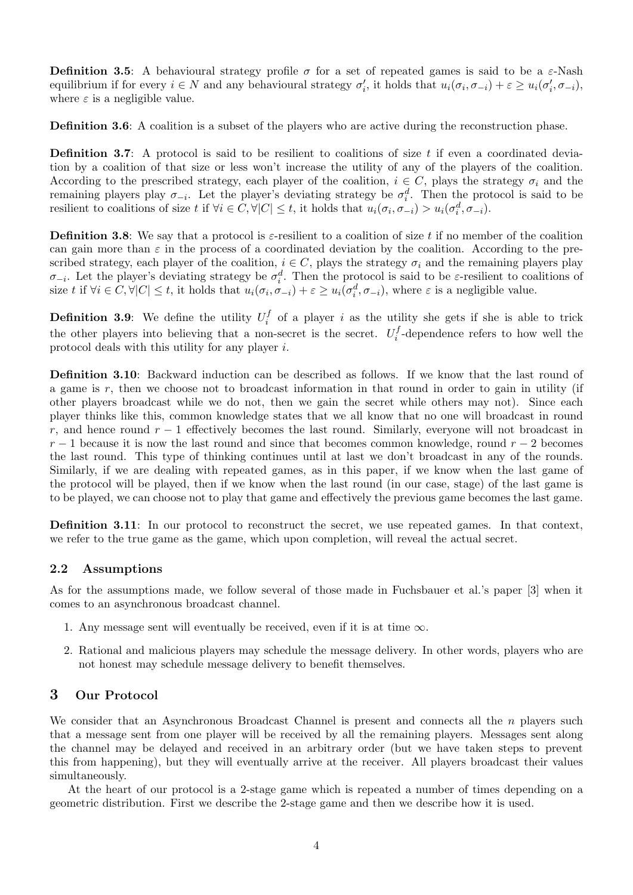**Definition 3.5**: A behavioural strategy profile $\sigma$ for a set of repeated games is said to be a $\varepsilon$-Nash equilibrium if for every $i \in N$ and any behavioural strategy $\sigma'_i$, it holds that $u_i(\sigma_i, \sigma_{-i}) + \varepsilon \geq u_i(\sigma'_i, \sigma_{-i})$, where $\varepsilon$ is a negligible value.

**Definition 3.6**: A coalition is a subset of the players who are active during the reconstruction phase.

**Definition 3.7**: A protocol is said to be resilient to coalitions of size $t$ if even a coordinated deviation by a coalition of that size or less won't increase the utility of any of the players of the coalition. According to the prescribed strategy, each player of the coalition, $i \in C$, plays the strategy $\sigma_i$ and the remaining players play $\sigma_{-i}$. Let the player's deviating strategy be $\sigma_i^d$. Then the protocol is said to be resilient to coalitions of size $t$ if $\forall i \in C, \forall |C| \leq t$, it holds that $u_i(\sigma_i, \sigma_{-i}) > u_i(\sigma_i^d, \sigma_{-i})$.

**Definition 3.8**: We say that a protocol is $\varepsilon$-resilient to a coalition of size $t$ if no member of the coalition can gain more than $\varepsilon$ in the process of a coordinated deviation by the coalition. According to the prescribed strategy, each player of the coalition, $i \in C$, plays the strategy $\sigma_i$ and the remaining players play $\sigma_{-i}$. Let the player's deviating strategy be $\sigma_i^d$. Then the protocol is said to be $\varepsilon$-resilient to coalitions of size $t$ if $\forall i \in C, \forall |C| \leq t$, it holds that $u_i(\sigma_i, \sigma_{-i}) + \varepsilon \geq u_i(\sigma_i^d, \sigma_{-i})$, where $\varepsilon$ is a negligible value.

**Definition 3.9**: We define the utility $U_i^f$ of a player $i$ as the utility she gets if she is able to trick the other players into believing that a non-secret is the secret. $U_i^f$-dependence refers to how well the protocol deals with this utility for any player $i$.

**Definition 3.10**: Backward induction can be described as follows. If we know that the last round of a game is $r$, then we choose not to broadcast information in that round in order to gain in utility (if other players broadcast while we do not, then we gain the secret while others may not). Since each player thinks like this, common knowledge states that we all know that no one will broadcast in round $r$, and hence round $r-1$ effectively becomes the last round. Similarly, everyone will not broadcast in $r-1$ because it is now the last round and since that becomes common knowledge, round $r-2$ becomes the last round. This type of thinking continues until at last we don't broadcast in any of the rounds. Similarly, if we are dealing with repeated games, as in this paper, if we know when the last game of the protocol will be played, then if we know when the last round (in our case, stage) of the last game is to be played, we can choose not to play that game and effectively the previous game becomes the last game.

**Definition 3.11**: In our protocol to reconstruct the secret, we use repeated games. In that context, we refer to the true game as the game, which upon completion, will reveal the actual secret.

### 2.2 Assumptions

As for the assumptions made, we follow several of those made in Fuchsbauer et al.'s paper [3] when it comes to an asynchronous broadcast channel.

1. Any message sent will eventually be received, even if it is at time $\infty$.
2. Rational and malicious players may schedule the message delivery. In other words, players who are not honest may schedule message delivery to benefit themselves.

## 3 Our Protocol

We consider that an Asynchronous Broadcast Channel is present and connects all the $n$ players such that a message sent from one player will be received by all the remaining players. Messages sent along the channel may be delayed and received in an arbitrary order (but we have taken steps to prevent this from happening), but they will eventually arrive at the receiver. All players broadcast their values simultaneously.

At the heart of our protocol is a 2-stage game which is repeated a number of times depending on a geometric distribution. First we describe the 2-stage game and then we describe how it is used.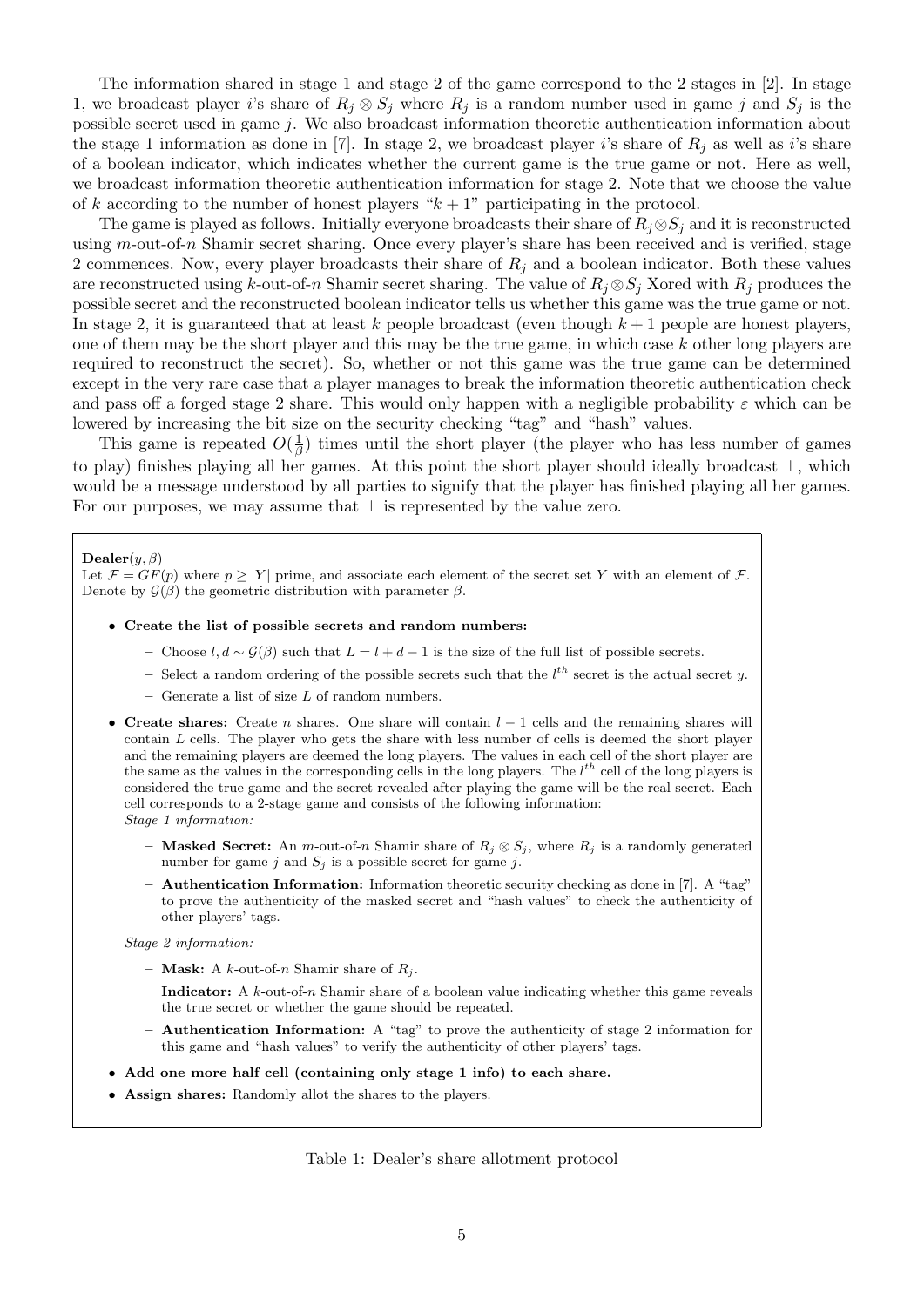The information shared in stage 1 and stage 2 of the game correspond to the 2 stages in [2]. In stage 1, we broadcast player $i$'s share of $R_j \otimes S_j$ where $R_j$ is a random number used in game $j$ and $S_j$ is the possible secret used in game $j$. We also broadcast information theoretic authentication information about the stage 1 information as done in [7]. In stage 2, we broadcast player $i$'s share of $R_j$ as well as $i$'s share of a boolean indicator, which indicates whether the current game is the true game or not. Here as well, we broadcast information theoretic authentication information for stage 2. Note that we choose the value of $k$ according to the number of honest players "$k+1$" participating in the protocol.

The game is played as follows. Initially everyone broadcasts their share of $R_j \otimes S_j$ and it is reconstructed using $m$-out-of-$n$ Shamir secret sharing. Once every player's share has been received and is verified, stage 2 commences. Now, every player broadcasts their share of $R_j$ and a boolean indicator. Both these values are reconstructed using $k$-out-of-$n$ Shamir secret sharing. The value of $R_j \otimes S_j$ Xored with $R_j$ produces the possible secret and the reconstructed boolean indicator tells us whether this game was the true game or not. In stage 2, it is guaranteed that at least $k$ people broadcast (even though $k+1$ people are honest players, one of them may be the short player and this may be the true game, in which case $k$ other long players are required to reconstruct the secret). So, whether or not this game was the true game can be determined except in the very rare case that a player manages to break the information theoretic authentication check and pass off a forged stage 2 share. This would only happen with a negligible probability $\varepsilon$ which can be lowered by increasing the bit size on the security checking "tag" and "hash" values.

This game is repeated $O(\frac{1}{\beta})$ times until the short player (the player who has less number of games to play) finishes playing all her games. At this point the short player should ideally broadcast $\perp$, which would be a message understood by all parties to signify that the player has finished playing all her games. For our purposes, we may assume that $\perp$ is represented by the value zero.

**Dealer**$(y, \beta)$

Let $\mathcal{F} = GF(p)$ where $p \geq |Y|$ prime, and associate each element of the secret set $Y$ with an element of $\mathcal{F}$. Denote by $\mathcal{G}(\beta)$ the geometric distribution with parameter $\beta$.

- **Create the list of possible secrets and random numbers:**
  - Choose $l, d \sim \mathcal{G}(\beta)$ such that $L = l + d - 1$ is the size of the full list of possible secrets.
  - Select a random ordering of the possible secrets such that the $l^{th}$ secret is the actual secret $y$.
  - Generate a list of size $L$ of random numbers.
- **Create shares:** Create $n$ shares. One share will contain $l-1$ cells and the remaining shares will contain $L$ cells. The player who gets the share with less number of cells is deemed the short player and the remaining players are deemed the long players. The values in each cell of the short player are the same as the values in the corresponding cells in the long players. The $l^{th}$ cell of the long players is considered the true game and the secret revealed after playing the game will be the real secret. Each cell corresponds to a 2-stage game and consists of the following information:

  *Stage 1 information:*
  - **Masked Secret:** An $m$-out-of-$n$ Shamir share of $R_j \otimes S_j$, where $R_j$ is a randomly generated number for game $j$ and $S_j$ is a possible secret for game $j$.
  - **Authentication Information:** Information theoretic security checking as done in [7]. A "tag" to prove the authenticity of the masked secret and "hash values" to check the authenticity of other players' tags.

  *Stage 2 information:*
  - **Mask:** A $k$-out-of-$n$ Shamir share of $R_j$.
  - **Indicator:** A $k$-out-of-$n$ Shamir share of a boolean value indicating whether this game reveals the true secret or whether the game should be repeated.
  - **Authentication Information:** A "tag" to prove the authenticity of stage 2 information for this game and "hash values" to verify the authenticity of other players' tags.
- **Add one more half cell (containing only stage 1 info) to each share.**
- **Assign shares:** Randomly allot the shares to the players.

Table 1: Dealer's share allotment protocol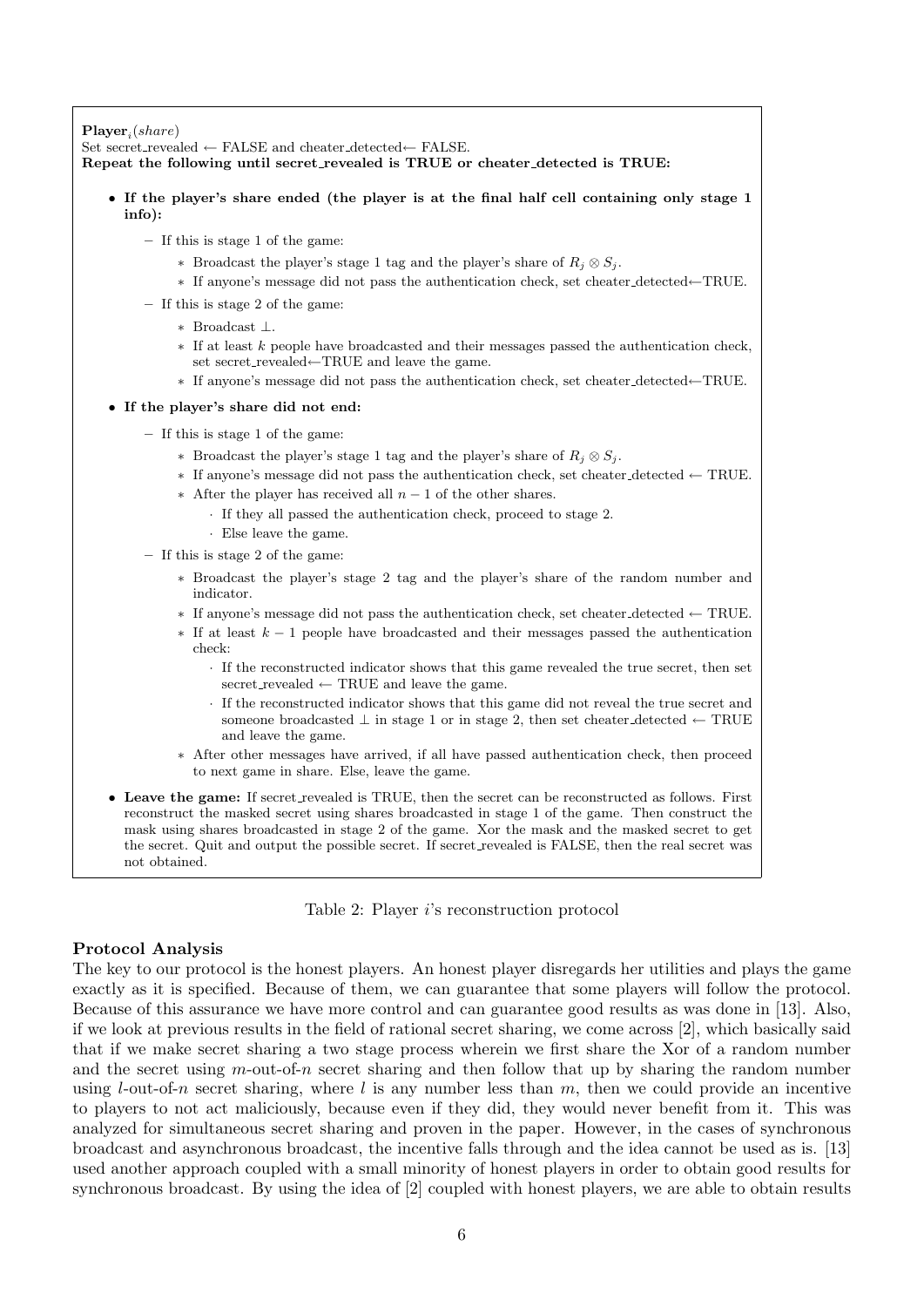**Player**$_i$(*share*)
Set secret_revealed ← FALSE and cheater_detected← FALSE.
**Repeat the following until secret_revealed is TRUE or cheater_detected is TRUE:**

- **If the player's share ended (the player is at the final half cell containing only stage 1 info):**
  - If this is stage 1 of the game:
    - Broadcast the player's stage 1 tag and the player's share of $R_j \otimes S_j$.
    - If anyone's message did not pass the authentication check, set cheater_detected←TRUE.
  - If this is stage 2 of the game:
    - Broadcast $\perp$.
    - If at least $k$ people have broadcasted and their messages passed the authentication check, set secret_revealed←TRUE and leave the game.
    - If anyone's message did not pass the authentication check, set cheater_detected←TRUE.
- **If the player's share did not end:**
  - If this is stage 1 of the game:
    - Broadcast the player's stage 1 tag and the player's share of $R_j \otimes S_j$.
    - If anyone's message did not pass the authentication check, set cheater_detected ← TRUE.
    - After the player has received all $n-1$ of the other shares.
      - If they all passed the authentication check, proceed to stage 2.
      - Else leave the game.
  - If this is stage 2 of the game:
    - Broadcast the player's stage 2 tag and the player's share of the random number and indicator.
    - If anyone's message did not pass the authentication check, set cheater_detected ← TRUE.
    - If at least $k-1$ people have broadcasted and their messages passed the authentication check:
      - If the reconstructed indicator shows that this game revealed the true secret, then set secret_revealed ← TRUE and leave the game.
      - If the reconstructed indicator shows that this game did not reveal the true secret and someone broadcasted $\perp$ in stage 1 or in stage 2, then set cheater_detected ← TRUE and leave the game.
    - After other messages have arrived, if all have passed authentication check, then proceed to next game in share. Else, leave the game.
- **Leave the game:** If secret_revealed is TRUE, then the secret can be reconstructed as follows. First reconstruct the masked secret using shares broadcasted in stage 1 of the game. Then construct the mask using shares broadcasted in stage 2 of the game. Xor the mask and the masked secret to get the secret. Quit and output the possible secret. If secret_revealed is FALSE, then the real secret was not obtained.

Table 2: Player $i$'s reconstruction protocol

**Protocol Analysis**

The key to our protocol is the honest players. An honest player disregards her utilities and plays the game exactly as it is specified. Because of them, we can guarantee that some players will follow the protocol. Because of this assurance we have more control and can guarantee good results as was done in [13]. Also, if we look at previous results in the field of rational secret sharing, we come across [2], which basically said that if we make secret sharing a two stage process wherein we first share the Xor of a random number and the secret using $m$-out-of-$n$ secret sharing and then follow that up by sharing the random number using $l$-out-of-$n$ secret sharing, where $l$ is any number less than $m$, then we could provide an incentive to players to not act maliciously, because even if they did, they would never benefit from it. This was analyzed for simultaneous secret sharing and proven in the paper. However, in the cases of synchronous broadcast and asynchronous broadcast, the incentive falls through and the idea cannot be used as is. [13] used another approach coupled with a small minority of honest players in order to obtain good results for synchronous broadcast. By using the idea of [2] coupled with honest players, we are able to obtain results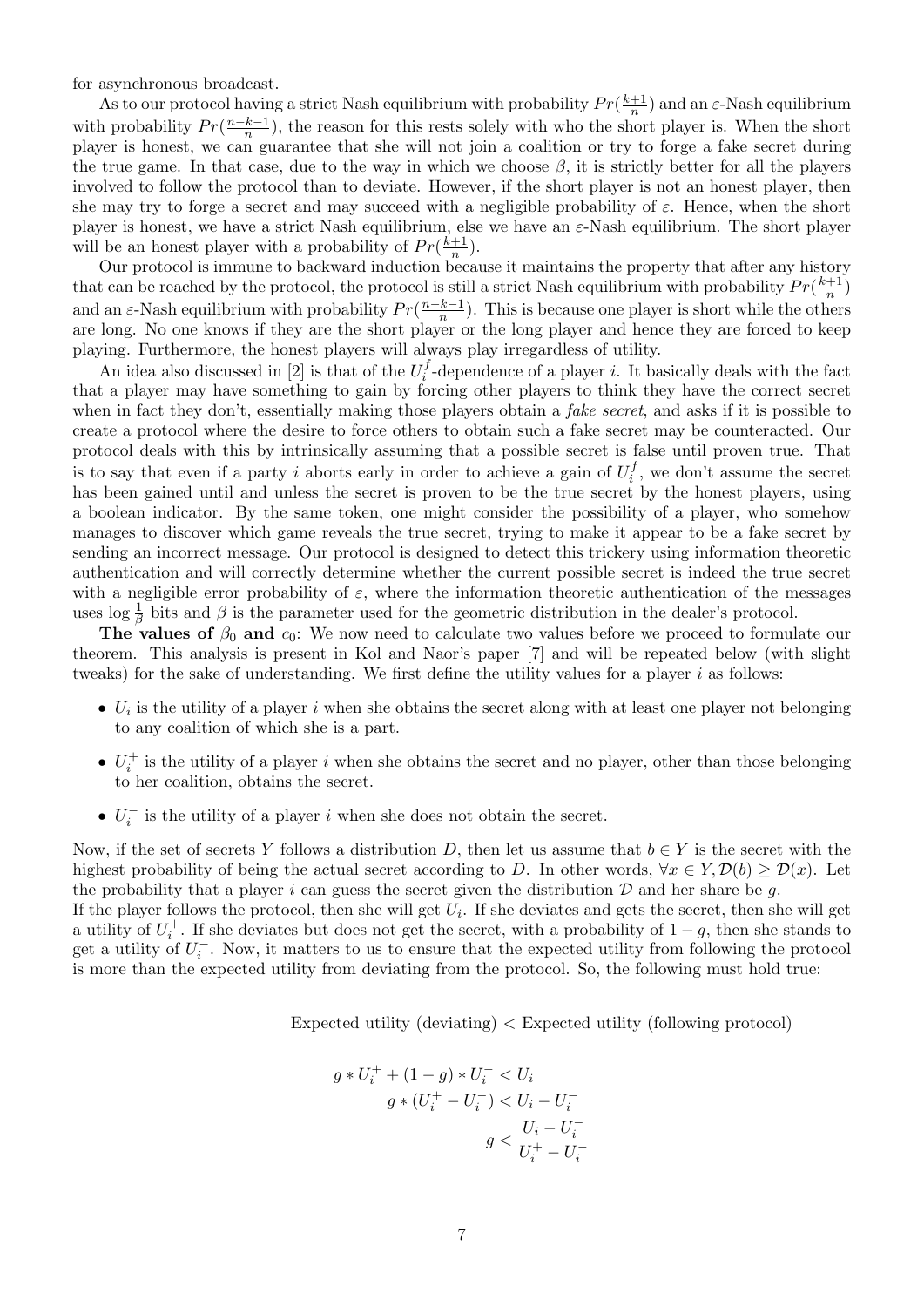for asynchronous broadcast.

As to our protocol having a strict Nash equilibrium with probability $Pr(\frac{k+1}{n})$ and an $\varepsilon$-Nash equilibrium with probability $Pr(\frac{n-k-1}{n})$, the reason for this rests solely with who the short player is. When the short player is honest, we can guarantee that she will not join a coalition or try to forge a fake secret during the true game. In that case, due to the way in which we choose $\beta$, it is strictly better for all the players involved to follow the protocol than to deviate. However, if the short player is not an honest player, then she may try to forge a secret and may succeed with a negligible probability of $\varepsilon$. Hence, when the short player is honest, we have a strict Nash equilibrium, else we have an $\varepsilon$-Nash equilibrium. The short player will be an honest player with a probability of $Pr(\frac{k+1}{n})$.

Our protocol is immune to backward induction because it maintains the property that after any history that can be reached by the protocol, the protocol is still a strict Nash equilibrium with probability $Pr(\frac{k+1}{n})$ and an $\varepsilon$-Nash equilibrium with probability $Pr(\frac{n-k-1}{n})$. This is because one player is short while the others are long. No one knows if they are the short player or the long player and hence they are forced to keep playing. Furthermore, the honest players will always play irregardless of utility.

An idea also discussed in [2] is that of the $U_i^f$-dependence of a player $i$. It basically deals with the fact that a player may have something to gain by forcing other players to think they have the correct secret when in fact they don't, essentially making those players obtain a *fake secret*, and asks if it is possible to create a protocol where the desire to force others to obtain such a fake secret may be counteracted. Our protocol deals with this by intrinsically assuming that a possible secret is false until proven true. That is to say that even if a party $i$ aborts early in order to achieve a gain of $U_i^f$, we don't assume the secret has been gained until and unless the secret is proven to be the true secret by the honest players, using a boolean indicator. By the same token, one might consider the possibility of a player, who somehow manages to discover which game reveals the true secret, trying to make it appear to be a fake secret by sending an incorrect message. Our protocol is designed to detect this trickery using information theoretic authentication and will correctly determine whether the current possible secret is indeed the true secret with a negligible error probability of $\varepsilon$, where the information theoretic authentication of the messages uses $\log \frac{1}{\beta}$ bits and $\beta$ is the parameter used for the geometric distribution in the dealer's protocol.

**The values of $\beta_0$ and $c_0$:** We now need to calculate two values before we proceed to formulate our theorem. This analysis is present in Kol and Naor's paper [7] and will be repeated below (with slight tweaks) for the sake of understanding. We first define the utility values for a player $i$ as follows:

- $U_i$ is the utility of a player $i$ when she obtains the secret along with at least one player not belonging to any coalition of which she is a part.
- $U_i^+$ is the utility of a player $i$ when she obtains the secret and no player, other than those belonging to her coalition, obtains the secret.
- $U_i^-$ is the utility of a player $i$ when she does not obtain the secret.

Now, if the set of secrets $Y$ follows a distribution $D$, then let us assume that $b \in Y$ is the secret with the highest probability of being the actual secret according to $D$. In other words, $\forall x \in Y, \mathcal{D}(b) \geq \mathcal{D}(x)$. Let the probability that a player $i$ can guess the secret given the distribution $\mathcal{D}$ and her share be $g$.
If the player follows the protocol, then she will get $U_i$. If she deviates and gets the secret, then she will get a utility of $U_i^+$. If she deviates but does not get the secret, with a probability of $1-g$, then she stands to get a utility of $U_i^-$. Now, it matters to us to ensure that the expected utility from following the protocol is more than the expected utility from deviating from the protocol. So, the following must hold true:

Expected utility (deviating) < Expected utility (following protocol)

$$
\begin{aligned}
g * U_i^+ + (1-g) * U_i^- &< U_i \\
g * (U_i^+ - U_i^-) &< U_i - U_i^- \\
g &< \frac{U_i - U_i^-}{U_i^+ - U_i^-}
\end{aligned}
$$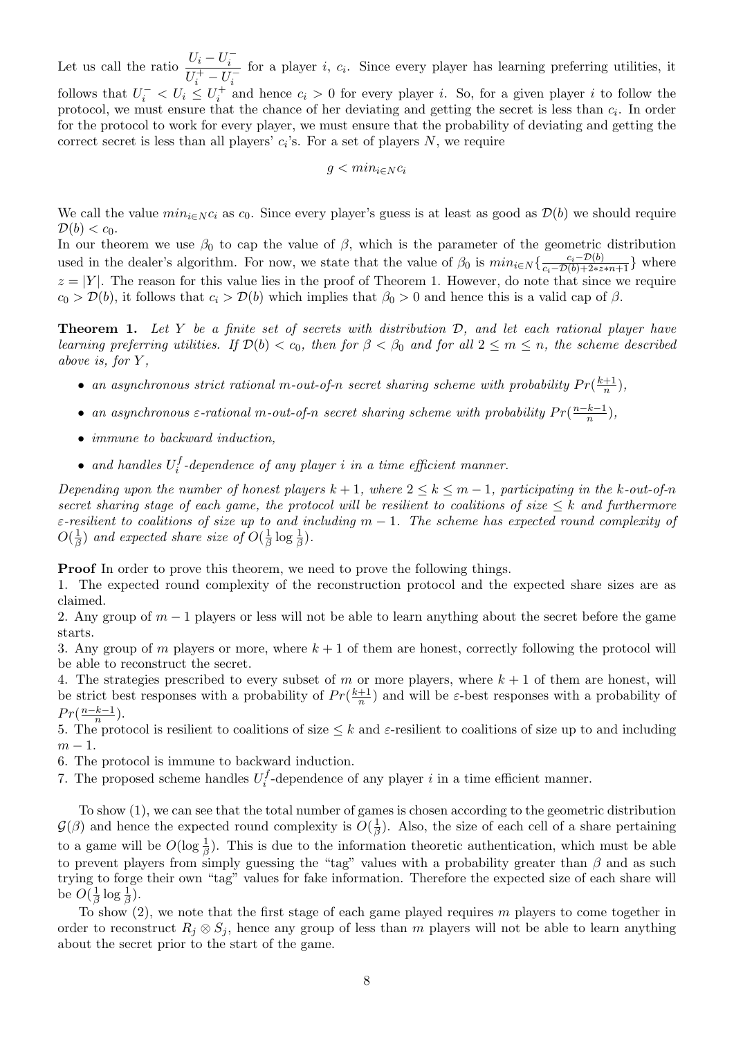Let us call the ratio $\frac{U_i - U_i^-}{U_i^+ - U_i^-}$ for a player $i$, $c_i$. Since every player has learning preferring utilities, it follows that $U_i^- < U_i \leq U_i^+$ and hence $c_i > 0$ for every player $i$. So, for a given player $i$ to follow the protocol, we must ensure that the chance of her deviating and getting the secret is less than $c_i$. In order for the protocol to work for every player, we must ensure that the probability of deviating and getting the correct secret is less than all players' $c_i$'s. For a set of players $N$, we require

$$g < min_{i \in N} c_i$$

We call the value $min_{i \in N} c_i$ as $c_0$. Since every player's guess is at least as good as $\mathcal{D}(b)$ we should require $\mathcal{D}(b) < c_0$.

In our theorem we use $\beta_0$ to cap the value of $\beta$, which is the parameter of the geometric distribution used in the dealer's algorithm. For now, we state that the value of $\beta_0$ is $min_{i \in N}\{\frac{c_i - \mathcal{D}(b)}{c_i - \mathcal{D}(b) + 2*z*n+1}\}$ where $z = |Y|$. The reason for this value lies in the proof of Theorem 1. However, do note that since we require $c_0 > \mathcal{D}(b)$, it follows that $c_i > \mathcal{D}(b)$ which implies that $\beta_0 > 0$ and hence this is a valid cap of $\beta$.

**Theorem 1.** *Let $Y$ be a finite set of secrets with distribution $\mathcal{D}$, and let each rational player have learning preferring utilities. If $\mathcal{D}(b) < c_0$, then for $\beta < \beta_0$ and for all $2 \leq m \leq n$, the scheme described above is, for $Y$,*

- *an asynchronous strict rational $m$-out-of-$n$ secret sharing scheme with probability $Pr(\frac{k+1}{n})$,*
- *an asynchronous $\varepsilon$-rational $m$-out-of-$n$ secret sharing scheme with probability $Pr(\frac{n-k-1}{n})$,*
- *immune to backward induction,*
- *and handles $U_i^f$-dependence of any player $i$ in a time efficient manner.*

*Depending upon the number of honest players $k+1$, where $2 \leq k \leq m-1$, participating in the $k$-out-of-$n$ secret sharing stage of each game, the protocol will be resilient to coalitions of size $\leq k$ and furthermore $\varepsilon$-resilient to coalitions of size up to and including $m-1$. The scheme has expected round complexity of $O(\frac{1}{\beta})$ and expected share size of $O(\frac{1}{\beta}\log\frac{1}{\beta})$.*

**Proof** In order to prove this theorem, we need to prove the following things.
1. The expected round complexity of the reconstruction protocol and the expected share sizes are as claimed.
2. Any group of $m-1$ players or less will not be able to learn anything about the secret before the game starts.
3. Any group of $m$ players or more, where $k+1$ of them are honest, correctly following the protocol will be able to reconstruct the secret.
4. The strategies prescribed to every subset of $m$ or more players, where $k+1$ of them are honest, will be strict best responses with a probability of $Pr(\frac{k+1}{n})$ and will be $\varepsilon$-best responses with a probability of $Pr(\frac{n-k-1}{n})$.
5. The protocol is resilient to coalitions of size $\leq k$ and $\varepsilon$-resilient to coalitions of size up to and including $m-1$.
6. The protocol is immune to backward induction.
7. The proposed scheme handles $U_i^f$-dependence of any player $i$ in a time efficient manner.

To show (1), we can see that the total number of games is chosen according to the geometric distribution $\mathcal{G}(\beta)$ and hence the expected round complexity is $O(\frac{1}{\beta})$. Also, the size of each cell of a share pertaining to a game will be $O(\log\frac{1}{\beta})$. This is due to the information theoretic authentication, which must be able to prevent players from simply guessing the "tag" values with a probability greater than $\beta$ and as such trying to forge their own "tag" values for fake information. Therefore the expected size of each share will be $O(\frac{1}{\beta}\log\frac{1}{\beta})$.

To show (2), we note that the first stage of each game played requires $m$ players to come together in order to reconstruct $R_j \otimes S_j$, hence any group of less than $m$ players will not be able to learn anything about the secret prior to the start of the game.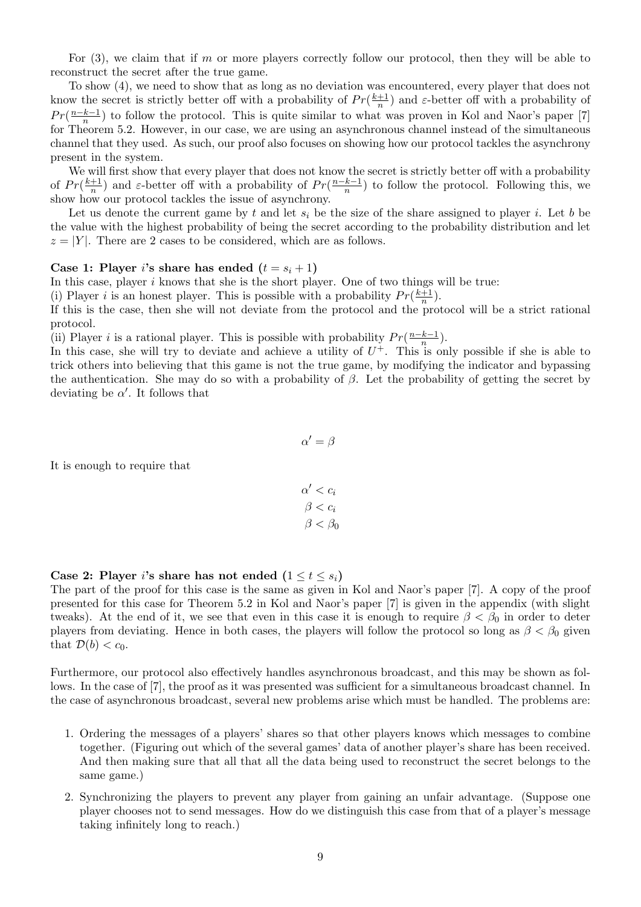For (3), we claim that if $m$ or more players correctly follow our protocol, then they will be able to reconstruct the secret after the true game.

To show (4), we need to show that as long as no deviation was encountered, every player that does not know the secret is strictly better off with a probability of $Pr(\frac{k+1}{n})$ and $\varepsilon$-better off with a probability of $Pr(\frac{n-k-1}{n})$ to follow the protocol. This is quite similar to what was proven in Kol and Naor's paper [7] for Theorem 5.2. However, in our case, we are using an asynchronous channel instead of the simultaneous channel that they used. As such, our proof also focuses on showing how our protocol tackles the asynchrony present in the system.

We will first show that every player that does not know the secret is strictly better off with a probability of $Pr(\frac{k+1}{n})$ and $\varepsilon$-better off with a probability of $Pr(\frac{n-k-1}{n})$ to follow the protocol. Following this, we show how our protocol tackles the issue of asynchrony.

Let us denote the current game by $t$ and let $s_i$ be the size of the share assigned to player $i$. Let $b$ be the value with the highest probability of being the secret according to the probability distribution and let $z = |Y|$. There are 2 cases to be considered, which are as follows.

**Case 1: Player $i$'s share has ended ($t = s_i + 1$)**

In this case, player $i$ knows that she is the short player. One of two things will be true:

(i) Player $i$ is an honest player. This is possible with a probability $Pr(\frac{k+1}{n})$.

If this is the case, then she will not deviate from the protocol and the protocol will be a strict rational protocol.

(ii) Player $i$ is a rational player. This is possible with probability $Pr(\frac{n-k-1}{n})$.

In this case, she will try to deviate and achieve a utility of $U^+$. This is only possible if she is able to trick others into believing that this game is not the true game, by modifying the indicator and bypassing the authentication. She may do so with a probability of $\beta$. Let the probability of getting the secret by deviating be $\alpha'$. It follows that

$$\alpha' = \beta$$

It is enough to require that

$$\alpha' < c_i$$
$$\beta < c_i$$
$$\beta < \beta_0$$

**Case 2: Player $i$'s share has not ended ($1 \leq t \leq s_i$)**

The part of the proof for this case is the same as given in Kol and Naor's paper [7]. A copy of the proof presented for this case for Theorem 5.2 in Kol and Naor's paper [7] is given in the appendix (with slight tweaks). At the end of it, we see that even in this case it is enough to require $\beta < \beta_0$ in order to deter players from deviating. Hence in both cases, the players will follow the protocol so long as $\beta < \beta_0$ given that $\mathcal{D}(b) < c_0$.

Furthermore, our protocol also effectively handles asynchronous broadcast, and this may be shown as follows. In the case of [7], the proof as it was presented was sufficient for a simultaneous broadcast channel. In the case of asynchronous broadcast, several new problems arise which must be handled. The problems are:

1. Ordering the messages of a players' shares so that other players knows which messages to combine together. (Figuring out which of the several games' data of another player's share has been received. And then making sure that all that all the data being used to reconstruct the secret belongs to the same game.)
2. Synchronizing the players to prevent any player from gaining an unfair advantage. (Suppose one player chooses not to send messages. How do we distinguish this case from that of a player's message taking infinitely long to reach.)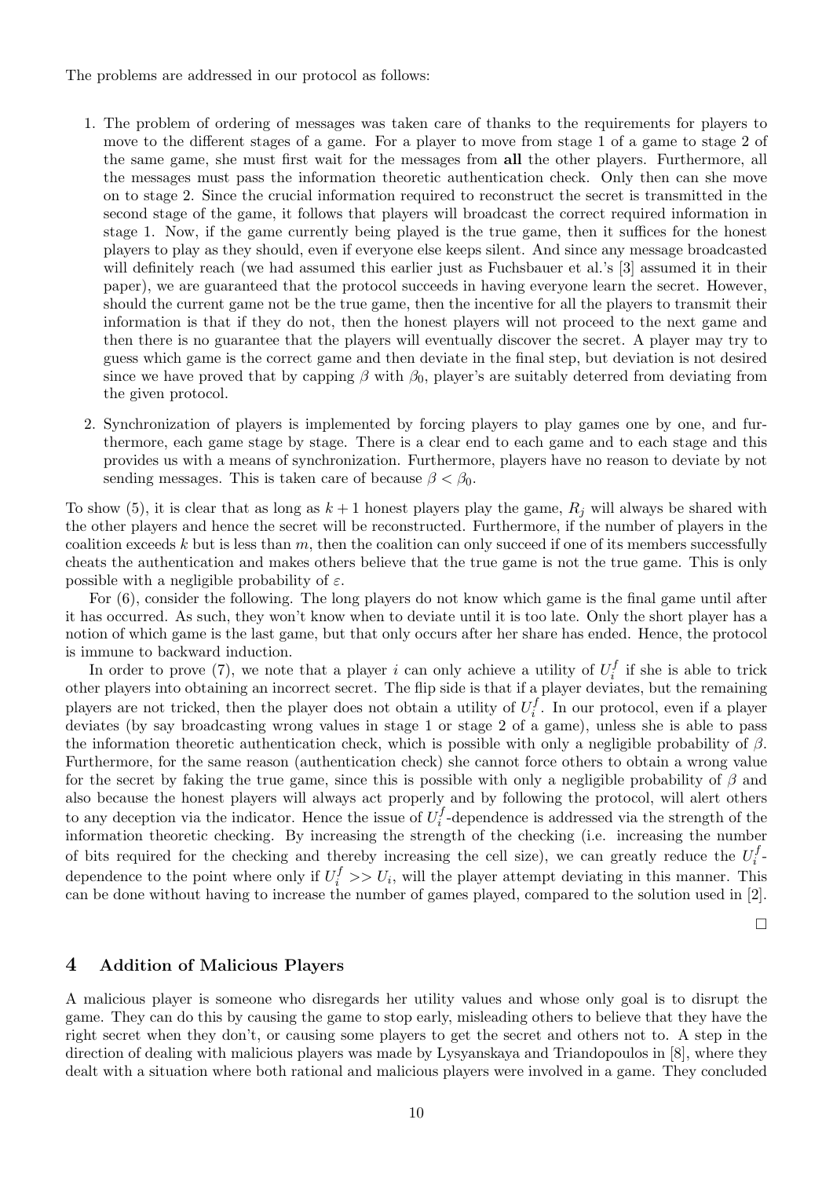The problems are addressed in our protocol as follows:

1. The problem of ordering of messages was taken care of thanks to the requirements for players to move to the different stages of a game. For a player to move from stage 1 of a game to stage 2 of the same game, she must first wait for the messages from **all** the other players. Furthermore, all the messages must pass the information theoretic authentication check. Only then can she move on to stage 2. Since the crucial information required to reconstruct the secret is transmitted in the second stage of the game, it follows that players will broadcast the correct required information in stage 1. Now, if the game currently being played is the true game, then it suffices for the honest players to play as they should, even if everyone else keeps silent. And since any message broadcasted will definitely reach (we had assumed this earlier just as Fuchsbauer et al.'s [3] assumed it in their paper), we are guaranteed that the protocol succeeds in having everyone learn the secret. However, should the current game not be the true game, then the incentive for all the players to transmit their information is that if they do not, then the honest players will not proceed to the next game and then there is no guarantee that the players will eventually discover the secret. A player may try to guess which game is the correct game and then deviate in the final step, but deviation is not desired since we have proved that by capping $\beta$ with $\beta_0$, player's are suitably deterred from deviating from the given protocol.

2. Synchronization of players is implemented by forcing players to play games one by one, and furthermore, each game stage by stage. There is a clear end to each game and to each stage and this provides us with a means of synchronization. Furthermore, players have no reason to deviate by not sending messages. This is taken care of because $\beta < \beta_0$.

To show (5), it is clear that as long as $k+1$ honest players play the game, $R_j$ will always be shared with the other players and hence the secret will be reconstructed. Furthermore, if the number of players in the coalition exceeds $k$ but is less than $m$, then the coalition can only succeed if one of its members successfully cheats the authentication and makes others believe that the true game is not the true game. This is only possible with a negligible probability of $\varepsilon$.

For (6), consider the following. The long players do not know which game is the final game until after it has occurred. As such, they won't know when to deviate until it is too late. Only the short player has a notion of which game is the last game, but that only occurs after her share has ended. Hence, the protocol is immune to backward induction.

In order to prove (7), we note that a player $i$ can only achieve a utility of $U_i^f$ if she is able to trick other players into obtaining an incorrect secret. The flip side is that if a player deviates, but the remaining players are not tricked, then the player does not obtain a utility of $U_i^f$. In our protocol, even if a player deviates (by say broadcasting wrong values in stage 1 or stage 2 of a game), unless she is able to pass the information theoretic authentication check, which is possible with only a negligible probability of $\beta$. Furthermore, for the same reason (authentication check) she cannot force others to obtain a wrong value for the secret by faking the true game, since this is possible with only a negligible probability of $\beta$ and also because the honest players will always act properly and by following the protocol, will alert others to any deception via the indicator. Hence the issue of $U_i^f$-dependence is addressed via the strength of the information theoretic checking. By increasing the strength of the checking (i.e. increasing the number of bits required for the checking and thereby increasing the cell size), we can greatly reduce the $U_i^f$-dependence to the point where only if $U_i^f >> U_i$, will the player attempt deviating in this manner. This can be done without having to increase the number of games played, compared to the solution used in [2].

□

## 4 Addition of Malicious Players

A malicious player is someone who disregards her utility values and whose only goal is to disrupt the game. They can do this by causing the game to stop early, misleading others to believe that they have the right secret when they don't, or causing some players to get the secret and others not to. A step in the direction of dealing with malicious players was made by Lysyanskaya and Triandopoulos in [8], where they dealt with a situation where both rational and malicious players were involved in a game. They concluded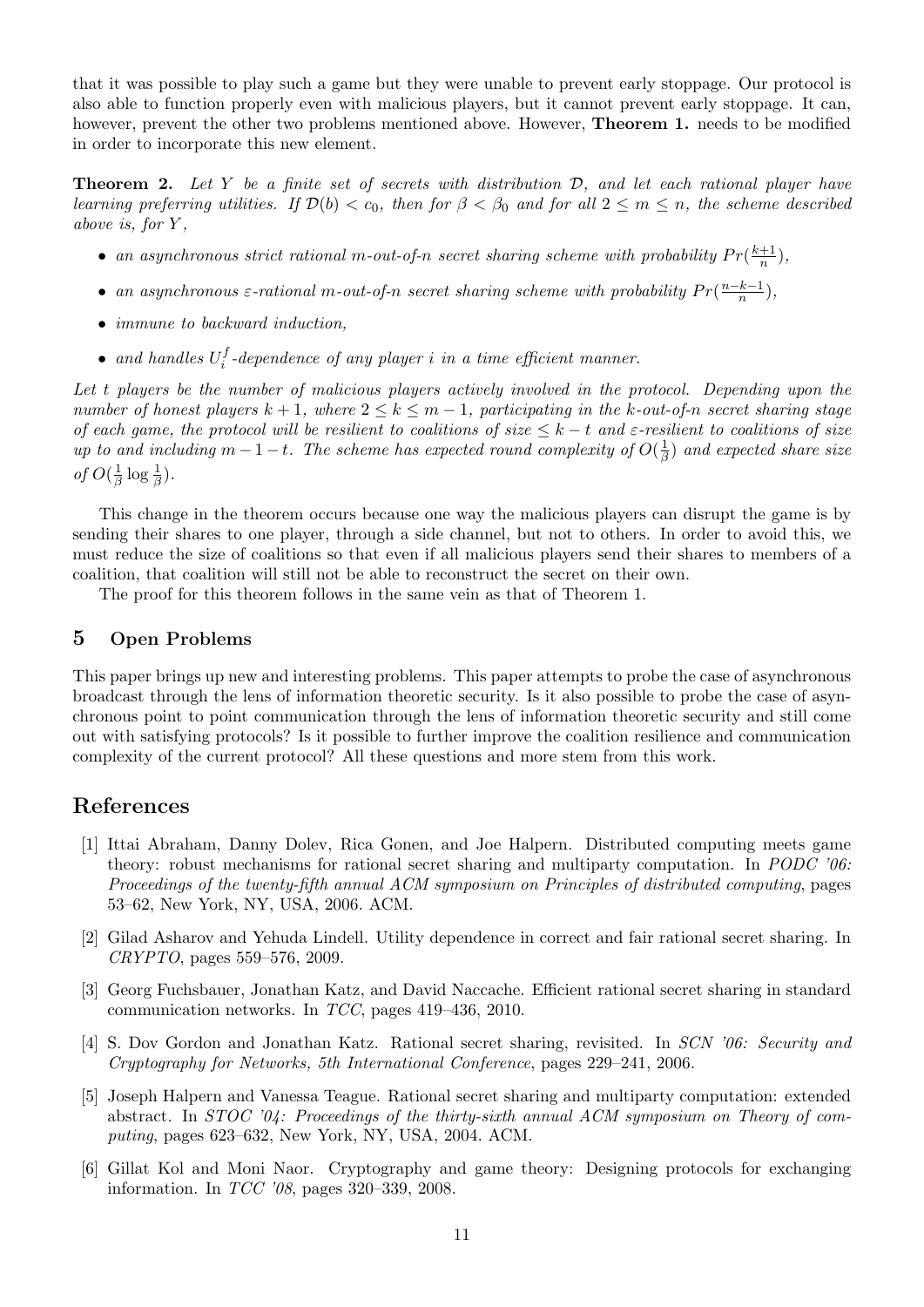that it was possible to play such a game but they were unable to prevent early stoppage. Our protocol is also able to function properly even with malicious players, but it cannot prevent early stoppage. It can, however, prevent the other two problems mentioned above. However, **Theorem 1.** needs to be modified in order to incorporate this new element.

**Theorem 2.** *Let $Y$ be a finite set of secrets with distribution $\mathcal{D}$, and let each rational player have learning preferring utilities. If $\mathcal{D}(b) < c_0$, then for $\beta < \beta_0$ and for all $2 \leq m \leq n$, the scheme described above is, for $Y$,*

- *an asynchronous strict rational m-out-of-n secret sharing scheme with probability $Pr(\frac{k+1}{n})$,*
- *an asynchronous $\varepsilon$-rational m-out-of-n secret sharing scheme with probability $Pr(\frac{n-k-1}{n})$,*
- *immune to backward induction,*
- *and handles $U_i^f$-dependence of any player $i$ in a time efficient manner.*

*Let $t$ players be the number of malicious players actively involved in the protocol. Depending upon the number of honest players $k+1$, where $2 \leq k \leq m-1$, participating in the k-out-of-n secret sharing stage of each game, the protocol will be resilient to coalitions of size $\leq k-t$ and $\varepsilon$-resilient to coalitions of size up to and including $m-1-t$. The scheme has expected round complexity of $O(\frac{1}{\beta})$ and expected share size of $O(\frac{1}{\beta}\log\frac{1}{\beta})$.*

This change in the theorem occurs because one way the malicious players can disrupt the game is by sending their shares to one player, through a side channel, but not to others. In order to avoid this, we must reduce the size of coalitions so that even if all malicious players send their shares to members of a coalition, that coalition will still not be able to reconstruct the secret on their own.

The proof for this theorem follows in the same vein as that of Theorem 1.

## 5 Open Problems

This paper brings up new and interesting problems. This paper attempts to probe the case of asynchronous broadcast through the lens of information theoretic security. Is it also possible to probe the case of asynchronous point to point communication through the lens of information theoretic security and still come out with satisfying protocols? Is it possible to further improve the coalition resilience and communication complexity of the current protocol? All these questions and more stem from this work.

# References

[1] Ittai Abraham, Danny Dolev, Rica Gonen, and Joe Halpern. Distributed computing meets game theory: robust mechanisms for rational secret sharing and multiparty computation. In *PODC '06: Proceedings of the twenty-fifth annual ACM symposium on Principles of distributed computing*, pages 53–62, New York, NY, USA, 2006. ACM.

[2] Gilad Asharov and Yehuda Lindell. Utility dependence in correct and fair rational secret sharing. In *CRYPTO*, pages 559–576, 2009.

[3] Georg Fuchsbauer, Jonathan Katz, and David Naccache. Efficient rational secret sharing in standard communication networks. In *TCC*, pages 419–436, 2010.

[4] S. Dov Gordon and Jonathan Katz. Rational secret sharing, revisited. In *SCN '06: Security and Cryptography for Networks, 5th International Conference*, pages 229–241, 2006.

[5] Joseph Halpern and Vanessa Teague. Rational secret sharing and multiparty computation: extended abstract. In *STOC '04: Proceedings of the thirty-sixth annual ACM symposium on Theory of computing*, pages 623–632, New York, NY, USA, 2004. ACM.

[6] Gillat Kol and Moni Naor. Cryptography and game theory: Designing protocols for exchanging information. In *TCC '08*, pages 320–339, 2008.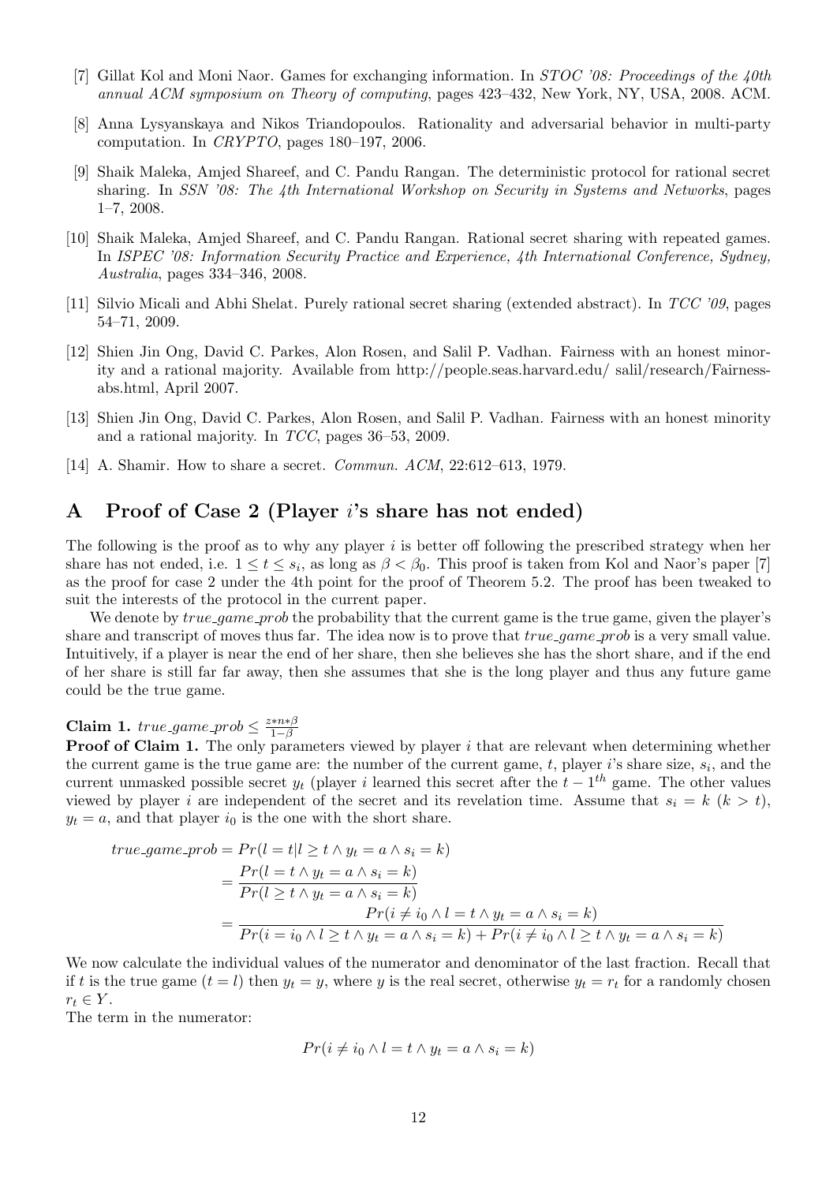[7] Gillat Kol and Moni Naor. Games for exchanging information. In *STOC '08: Proceedings of the 40th annual ACM symposium on Theory of computing*, pages 423–432, New York, NY, USA, 2008. ACM.

[8] Anna Lysyanskaya and Nikos Triandopoulos. Rationality and adversarial behavior in multi-party computation. In *CRYPTO*, pages 180–197, 2006.

[9] Shaik Maleka, Amjed Shareef, and C. Pandu Rangan. The deterministic protocol for rational secret sharing. In *SSN '08: The 4th International Workshop on Security in Systems and Networks*, pages 1–7, 2008.

[10] Shaik Maleka, Amjed Shareef, and C. Pandu Rangan. Rational secret sharing with repeated games. In *ISPEC '08: Information Security Practice and Experience, 4th International Conference, Sydney, Australia*, pages 334–346, 2008.

[11] Silvio Micali and Abhi Shelat. Purely rational secret sharing (extended abstract). In *TCC '09*, pages 54–71, 2009.

[12] Shien Jin Ong, David C. Parkes, Alon Rosen, and Salil P. Vadhan. Fairness with an honest minority and a rational majority. Available from http://people.seas.harvard.edu/ salil/research/Fairness-abs.html, April 2007.

[13] Shien Jin Ong, David C. Parkes, Alon Rosen, and Salil P. Vadhan. Fairness with an honest minority and a rational majority. In *TCC*, pages 36–53, 2009.

[14] A. Shamir. How to share a secret. *Commun. ACM*, 22:612–613, 1979.

## A Proof of Case 2 (Player $i$'s share has not ended)

The following is the proof as to why any player $i$ is better off following the prescribed strategy when her share has not ended, i.e. $1 \leq t \leq s_i$, as long as $\beta < \beta_0$. This proof is taken from Kol and Naor's paper [7] as the proof for case 2 under the 4th point for the proof of Theorem 5.2. The proof has been tweaked to suit the interests of the protocol in the current paper.

We denote by *true_game_prob* the probability that the current game is the true game, given the player's share and transcript of moves thus far. The idea now is to prove that *true_game_prob* is a very small value. Intuitively, if a player is near the end of her share, then she believes she has the short share, and if the end of her share is still far far away, then she assumes that she is the long player and thus any future game could be the true game.

**Claim 1.** $true\_game\_prob \leq \frac{z*n*\beta}{1-\beta}$

**Proof of Claim 1.** The only parameters viewed by player $i$ that are relevant when determining whether the current game is the true game are: the number of the current game, $t$, player $i$'s share size, $s_i$, and the current unmasked possible secret $y_t$ (player $i$ learned this secret after the $t-1^{th}$ game. The other values viewed by player $i$ are independent of the secret and its revelation time. Assume that $s_i = k$ $(k > t)$, $y_t = a$, and that player $i_0$ is the one with the short share.

$$
\begin{aligned}
true\_game\_prob &= Pr(l = t | l \geq t \wedge y_t = a \wedge s_i = k) \\
&= \frac{Pr(l = t \wedge y_t = a \wedge s_i = k)}{Pr(l \geq t \wedge y_t = a \wedge s_i = k)} \\
&= \frac{Pr(i \neq i_0 \wedge l = t \wedge y_t = a \wedge s_i = k)}{Pr(i = i_0 \wedge l \geq t \wedge y_t = a \wedge s_i = k) + Pr(i \neq i_0 \wedge l \geq t \wedge y_t = a \wedge s_i = k)}
\end{aligned}
$$

We now calculate the individual values of the numerator and denominator of the last fraction. Recall that if $t$ is the true game $(t = l)$ then $y_t = y$, where $y$ is the real secret, otherwise $y_t = r_t$ for a randomly chosen $r_t \in Y$.

The term in the numerator:

$$Pr(i \neq i_0 \wedge l = t \wedge y_t = a \wedge s_i = k)$$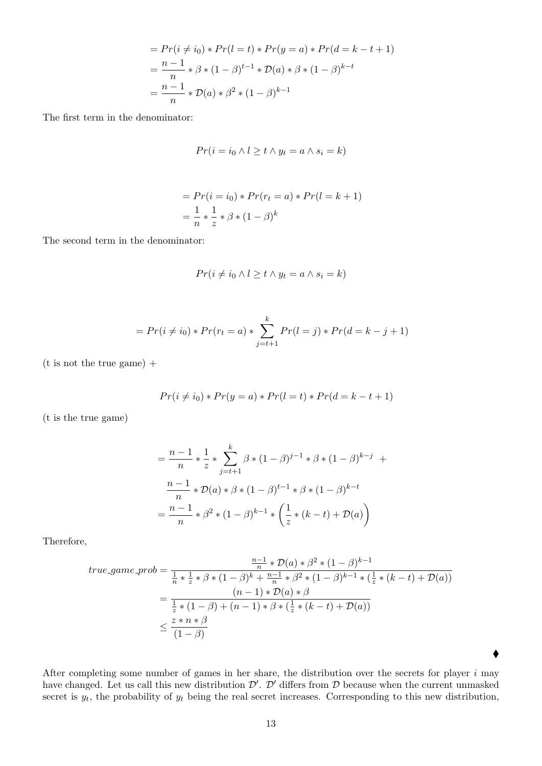$$
\begin{aligned}
&= Pr(i \neq i_0) * Pr(l = t) * Pr(y = a) * Pr(d = k - t + 1) \\
&= \frac{n-1}{n} * \beta * (1-\beta)^{t-1} * \mathcal{D}(a) * \beta * (1-\beta)^{k-t} \\
&= \frac{n-1}{n} * \mathcal{D}(a) * \beta^2 * (1-\beta)^{k-1}
\end{aligned}
$$

The first term in the denominator:

$$
Pr(i = i_0 \wedge l \geq t \wedge y_t = a \wedge s_i = k)
$$

$$
\begin{aligned}
&= Pr(i = i_0) * Pr(r_t = a) * Pr(l = k + 1) \\
&= \frac{1}{n} * \frac{1}{z} * \beta * (1-\beta)^k
\end{aligned}
$$

The second term in the denominator:

$$
Pr(i \neq i_0 \wedge l \geq t \wedge y_t = a \wedge s_i = k)
$$

$$
= Pr(i \neq i_0) * Pr(r_t = a) * \sum_{j=t+1}^{k} Pr(l = j) * Pr(d = k - j + 1)
$$

(t is not the true game) +

$$
Pr(i \neq i_0) * Pr(y = a) * Pr(l = t) * Pr(d = k - t + 1)
$$

(t is the true game)

$$
\begin{aligned}
&= \frac{n-1}{n} * \frac{1}{z} * \sum_{j=t+1}^{k} \beta * (1-\beta)^{j-1} * \beta * (1-\beta)^{k-j} \ + \\
&\quad \frac{n-1}{n} * \mathcal{D}(a) * \beta * (1-\beta)^{t-1} * \beta * (1-\beta)^{k-t} \\
&= \frac{n-1}{n} * \beta^2 * (1-\beta)^{k-1} * \left( \frac{1}{z} * (k-t) + \mathcal{D}(a) \right)
\end{aligned}
$$

Therefore,

$$
\begin{aligned}
true\_game\_prob &= \frac{\frac{n-1}{n} * \mathcal{D}(a) * \beta^2 * (1-\beta)^{k-1}}{\frac{1}{n} * \frac{1}{z} * \beta * (1-\beta)^k + \frac{n-1}{n} * \beta^2 * (1-\beta)^{k-1} * (\frac{1}{z} * (k-t) + \mathcal{D}(a))} \\
&= \frac{(n-1) * \mathcal{D}(a) * \beta}{\frac{1}{z} * (1-\beta) + (n-1) * \beta * (\frac{1}{z} * (k-t) + \mathcal{D}(a))} \\
&\leq \frac{z * n * \beta}{(1-\beta)}
\end{aligned}
$$

♦

After completing some number of games in her share, the distribution over the secrets for player $i$ may have changed. Let us call this new distribution $\mathcal{D}'$. $\mathcal{D}'$ differs from $\mathcal{D}$ because when the current unmasked secret is $y_t$, the probability of $y_t$ being the real secret increases. Corresponding to this new distribution,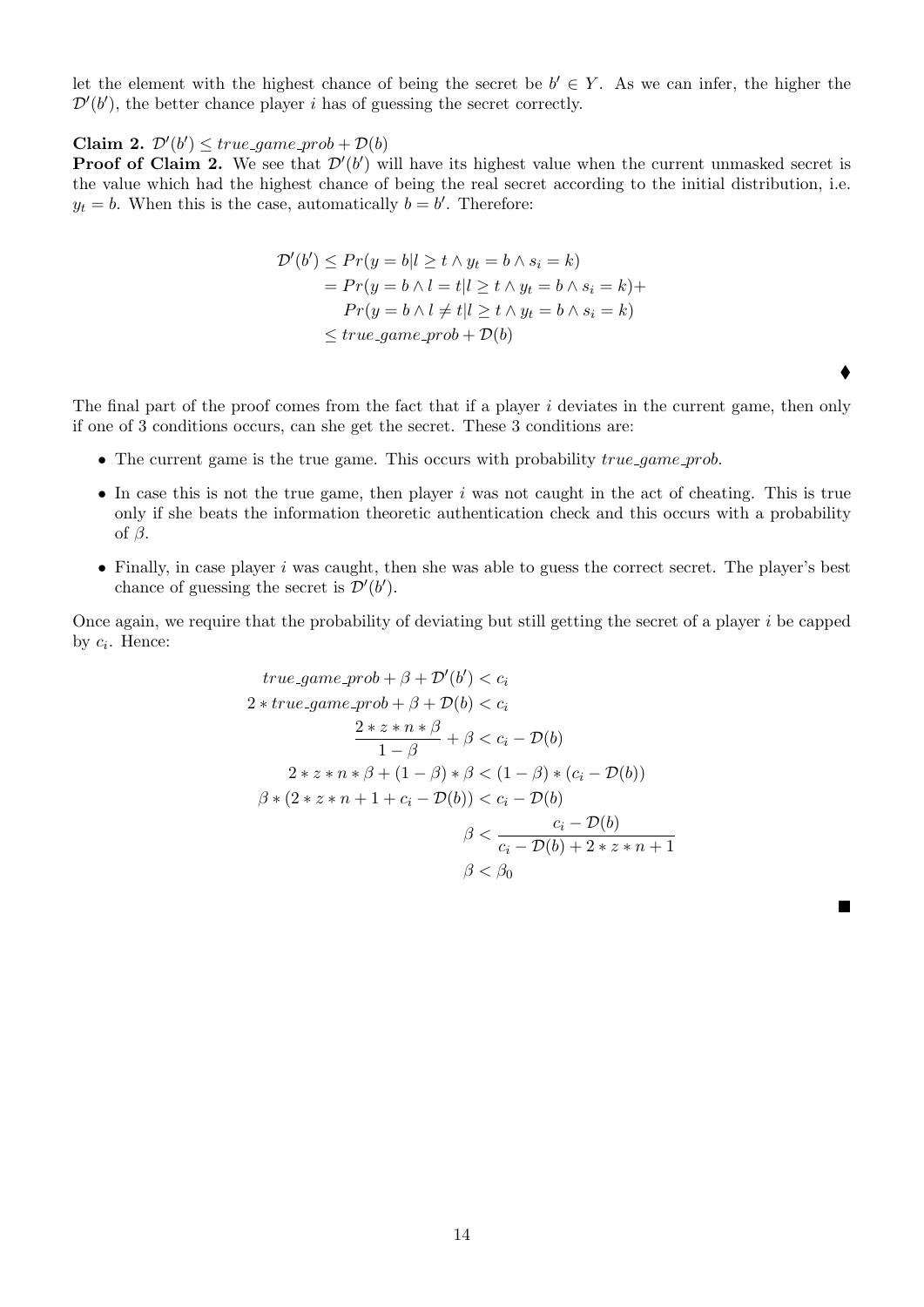let the element with the highest chance of being the secret be $b' \in Y$. As we can infer, the higher the $\mathcal{D}'(b')$, the better chance player $i$ has of guessing the secret correctly.

**Claim 2.** $\mathcal{D}'(b') \leq true\_game\_prob + \mathcal{D}(b)$
**Proof of Claim 2.** We see that $\mathcal{D}'(b')$ will have its highest value when the current unmasked secret is the value which had the highest chance of being the real secret according to the initial distribution, i.e. $y_t = b$. When this is the case, automatically $b = b'$. Therefore:

$$\begin{aligned}
\mathcal{D}'(b') &\leq Pr(y = b | l \geq t \wedge y_t = b \wedge s_i = k) \\
&= Pr(y = b \wedge l = t | l \geq t \wedge y_t = b \wedge s_i = k) + \\
&\quad Pr(y = b \wedge l \neq t | l \geq t \wedge y_t = b \wedge s_i = k) \\
&\leq true\_game\_prob + \mathcal{D}(b)
\end{aligned}$$

♦

The final part of the proof comes from the fact that if a player $i$ deviates in the current game, then only if one of 3 conditions occurs, can she get the secret. These 3 conditions are:

- The current game is the true game. This occurs with probability $true\_game\_prob$.
- In case this is not the true game, then player $i$ was not caught in the act of cheating. This is true only if she beats the information theoretic authentication check and this occurs with a probability of $\beta$.
- Finally, in case player $i$ was caught, then she was able to guess the correct secret. The player's best chance of guessing the secret is $\mathcal{D}'(b')$.

Once again, we require that the probability of deviating but still getting the secret of a player $i$ be capped by $c_i$. Hence:

$$\begin{aligned}
true\_game\_prob + \beta + \mathcal{D}'(b') &< c_i \\
2 * true\_game\_prob + \beta + \mathcal{D}(b) &< c_i \\
\frac{2 * z * n * \beta}{1 - \beta} + \beta &< c_i - \mathcal{D}(b) \\
2 * z * n * \beta + (1 - \beta) * \beta &< (1 - \beta) * (c_i - \mathcal{D}(b)) \\
\beta * (2 * z * n + 1 + c_i - \mathcal{D}(b)) &< c_i - \mathcal{D}(b) \\
\beta &< \frac{c_i - \mathcal{D}(b)}{c_i - \mathcal{D}(b) + 2 * z * n + 1} \\
\beta &< \beta_0
\end{aligned}$$

■